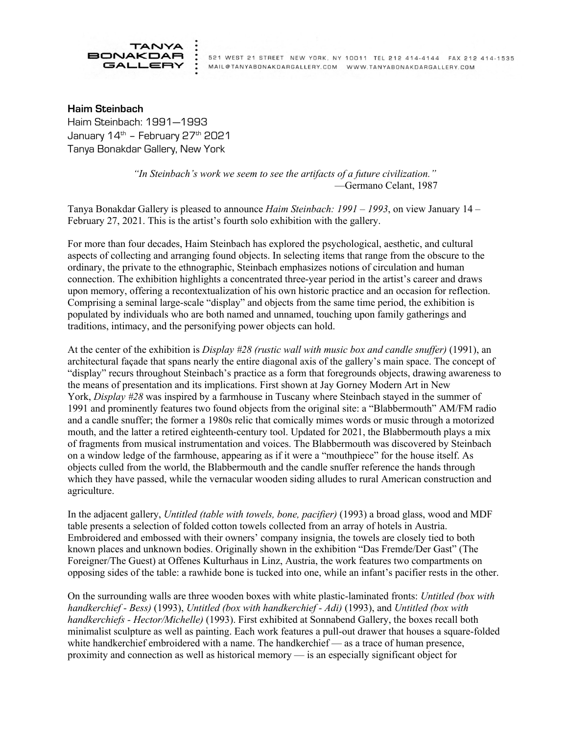TANYA BONAKDAR GALLERY

521 WEST 21 STREET NEW YORK, NY 10011 TEL 212 414-4144 FAX 212 414-1535
MAIL@TANYABONAKDARGALLERY.COM WWW.TANYABONAKDARGALLERY.COM

**Haim Steinbach**
Haim Steinbach: 1991—1993
January 14th – February 27th 2021
Tanya Bonakdar Gallery, New York

> *"In Steinbach's work we seem to see the artifacts of a future civilization."*
> —Germano Celant, 1987

Tanya Bonakdar Gallery is pleased to announce *Haim Steinbach: 1991 – 1993*, on view January 14 – February 27, 2021. This is the artist's fourth solo exhibition with the gallery.

For more than four decades, Haim Steinbach has explored the psychological, aesthetic, and cultural aspects of collecting and arranging found objects. In selecting items that range from the obscure to the ordinary, the private to the ethnographic, Steinbach emphasizes notions of circulation and human connection. The exhibition highlights a concentrated three-year period in the artist's career and draws upon memory, offering a recontextualization of his own historic practice and an occasion for reflection. Comprising a seminal large-scale "display" and objects from the same time period, the exhibition is populated by individuals who are both named and unnamed, touching upon family gatherings and traditions, intimacy, and the personifying power objects can hold.

At the center of the exhibition is *Display #28 (rustic wall with music box and candle snuffer)* (1991), an architectural façade that spans nearly the entire diagonal axis of the gallery's main space. The concept of "display" recurs throughout Steinbach's practice as a form that foregrounds objects, drawing awareness to the means of presentation and its implications. First shown at Jay Gorney Modern Art in New York, *Display #28* was inspired by a farmhouse in Tuscany where Steinbach stayed in the summer of 1991 and prominently features two found objects from the original site: a "Blabbermouth" AM/FM radio and a candle snuffer; the former a 1980s relic that comically mimes words or music through a motorized mouth, and the latter a retired eighteenth-century tool. Updated for 2021, the Blabbermouth plays a mix of fragments from musical instrumentation and voices. The Blabbermouth was discovered by Steinbach on a window ledge of the farmhouse, appearing as if it were a "mouthpiece" for the house itself. As objects culled from the world, the Blabbermouth and the candle snuffer reference the hands through which they have passed, while the vernacular wooden siding alludes to rural American construction and agriculture.

In the adjacent gallery, *Untitled (table with towels, bone, pacifier)* (1993) a broad glass, wood and MDF table presents a selection of folded cotton towels collected from an array of hotels in Austria. Embroidered and embossed with their owners' company insignia, the towels are closely tied to both known places and unknown bodies. Originally shown in the exhibition "Das Fremde/Der Gast" (The Foreigner/The Guest) at Offenes Kulturhaus in Linz, Austria, the work features two compartments on opposing sides of the table: a rawhide bone is tucked into one, while an infant's pacifier rests in the other.

On the surrounding walls are three wooden boxes with white plastic-laminated fronts: *Untitled (box with handkerchief - Bess)* (1993), *Untitled (box with handkerchief - Adi)* (1993), and *Untitled (box with handkerchiefs - Hector/Michelle)* (1993). First exhibited at Sonnabend Gallery, the boxes recall both minimalist sculpture as well as painting. Each work features a pull-out drawer that houses a square-folded white handkerchief embroidered with a name. The handkerchief — as a trace of human presence, proximity and connection as well as historical memory — is an especially significant object for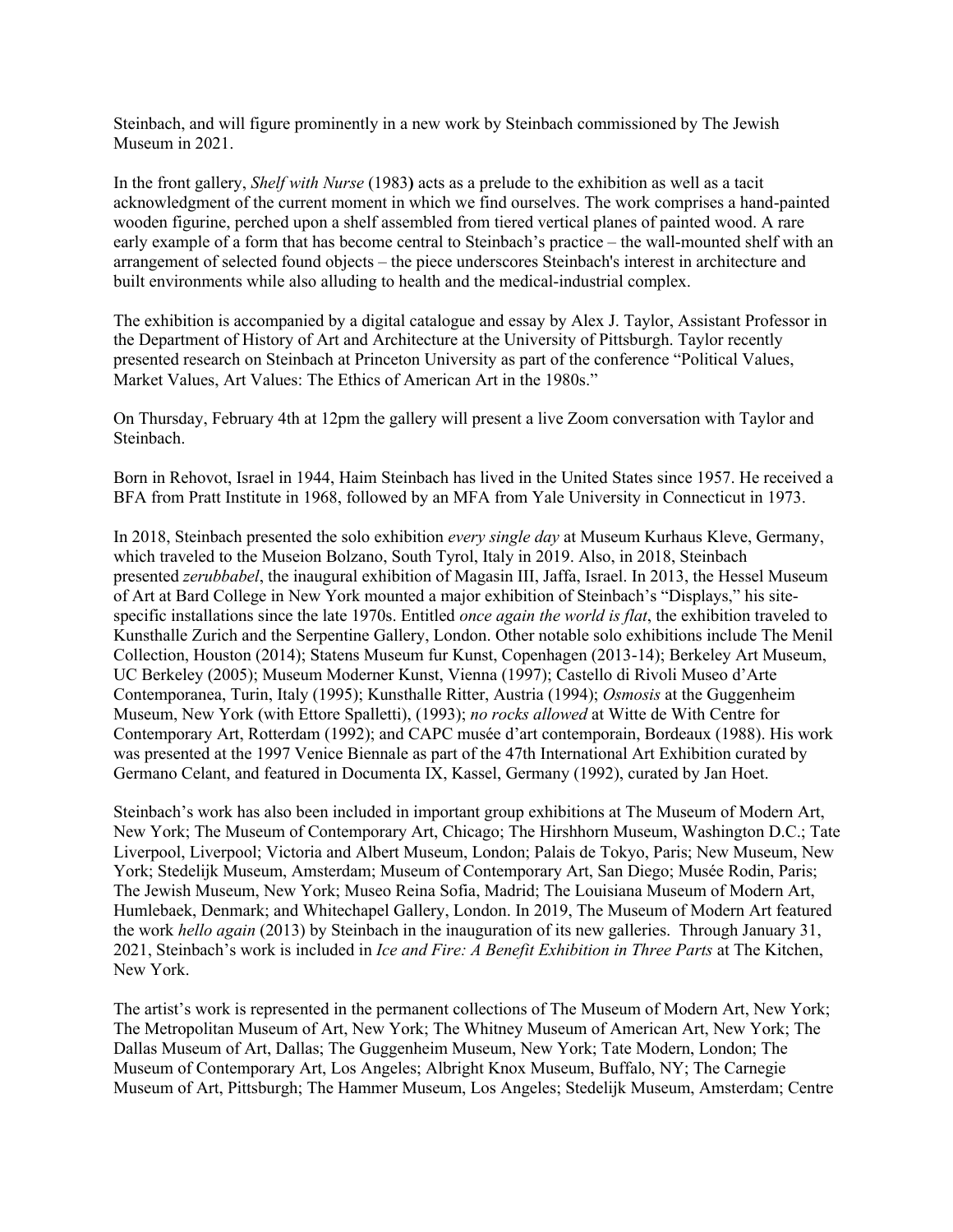Steinbach, and will figure prominently in a new work by Steinbach commissioned by The Jewish Museum in 2021.

In the front gallery, *Shelf with Nurse* (1983**)** acts as a prelude to the exhibition as well as a tacit acknowledgment of the current moment in which we find ourselves. The work comprises a hand-painted wooden figurine, perched upon a shelf assembled from tiered vertical planes of painted wood. A rare early example of a form that has become central to Steinbach's practice – the wall-mounted shelf with an arrangement of selected found objects – the piece underscores Steinbach's interest in architecture and built environments while also alluding to health and the medical-industrial complex.

The exhibition is accompanied by a digital catalogue and essay by Alex J. Taylor, Assistant Professor in the Department of History of Art and Architecture at the University of Pittsburgh. Taylor recently presented research on Steinbach at Princeton University as part of the conference "Political Values, Market Values, Art Values: The Ethics of American Art in the 1980s."

On Thursday, February 4th at 12pm the gallery will present a live Zoom conversation with Taylor and Steinbach.

Born in Rehovot, Israel in 1944, Haim Steinbach has lived in the United States since 1957. He received a BFA from Pratt Institute in 1968, followed by an MFA from Yale University in Connecticut in 1973.

In 2018, Steinbach presented the solo exhibition *every single day* at Museum Kurhaus Kleve, Germany, which traveled to the Museion Bolzano, South Tyrol, Italy in 2019. Also, in 2018, Steinbach presented *zerubbabel*, the inaugural exhibition of Magasin III, Jaffa, Israel. In 2013, the Hessel Museum of Art at Bard College in New York mounted a major exhibition of Steinbach's "Displays," his site-specific installations since the late 1970s. Entitled *once again the world is flat*, the exhibition traveled to Kunsthalle Zurich and the Serpentine Gallery, London. Other notable solo exhibitions include The Menil Collection, Houston (2014); Statens Museum fur Kunst, Copenhagen (2013-14); Berkeley Art Museum, UC Berkeley (2005); Museum Moderner Kunst, Vienna (1997); Castello di Rivoli Museo d'Arte Contemporanea, Turin, Italy (1995); Kunsthalle Ritter, Austria (1994); *Osmosis* at the Guggenheim Museum, New York (with Ettore Spalletti), (1993); *no rocks allowed* at Witte de With Centre for Contemporary Art, Rotterdam (1992); and CAPC musée d'art contemporain, Bordeaux (1988). His work was presented at the 1997 Venice Biennale as part of the 47th International Art Exhibition curated by Germano Celant, and featured in Documenta IX, Kassel, Germany (1992), curated by Jan Hoet.

Steinbach's work has also been included in important group exhibitions at The Museum of Modern Art, New York; The Museum of Contemporary Art, Chicago; The Hirshhorn Museum, Washington D.C.; Tate Liverpool, Liverpool; Victoria and Albert Museum, London; Palais de Tokyo, Paris; New Museum, New York; Stedelijk Museum, Amsterdam; Museum of Contemporary Art, San Diego; Musée Rodin, Paris; The Jewish Museum, New York; Museo Reina Sofia, Madrid; The Louisiana Museum of Modern Art, Humlebaek, Denmark; and Whitechapel Gallery, London. In 2019, The Museum of Modern Art featured the work *hello again* (2013) by Steinbach in the inauguration of its new galleries. Through January 31, 2021, Steinbach's work is included in *Ice and Fire: A Benefit Exhibition in Three Parts* at The Kitchen, New York.

The artist's work is represented in the permanent collections of The Museum of Modern Art, New York; The Metropolitan Museum of Art, New York; The Whitney Museum of American Art, New York; The Dallas Museum of Art, Dallas; The Guggenheim Museum, New York; Tate Modern, London; The Museum of Contemporary Art, Los Angeles; Albright Knox Museum, Buffalo, NY; The Carnegie Museum of Art, Pittsburgh; The Hammer Museum, Los Angeles; Stedelijk Museum, Amsterdam; Centre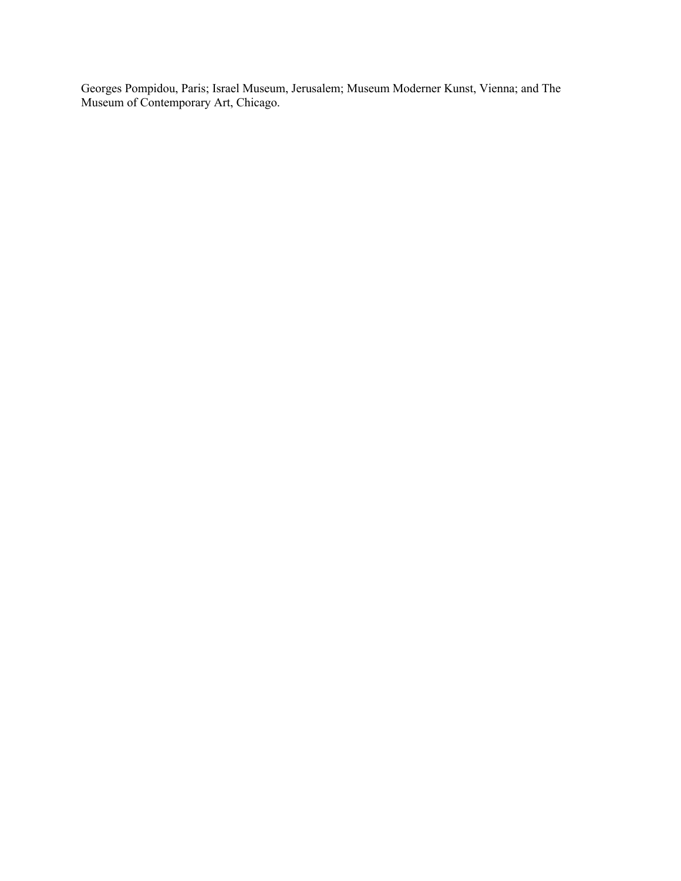Georges Pompidou, Paris; Israel Museum, Jerusalem; Museum Moderner Kunst, Vienna; and The Museum of Contemporary Art, Chicago.